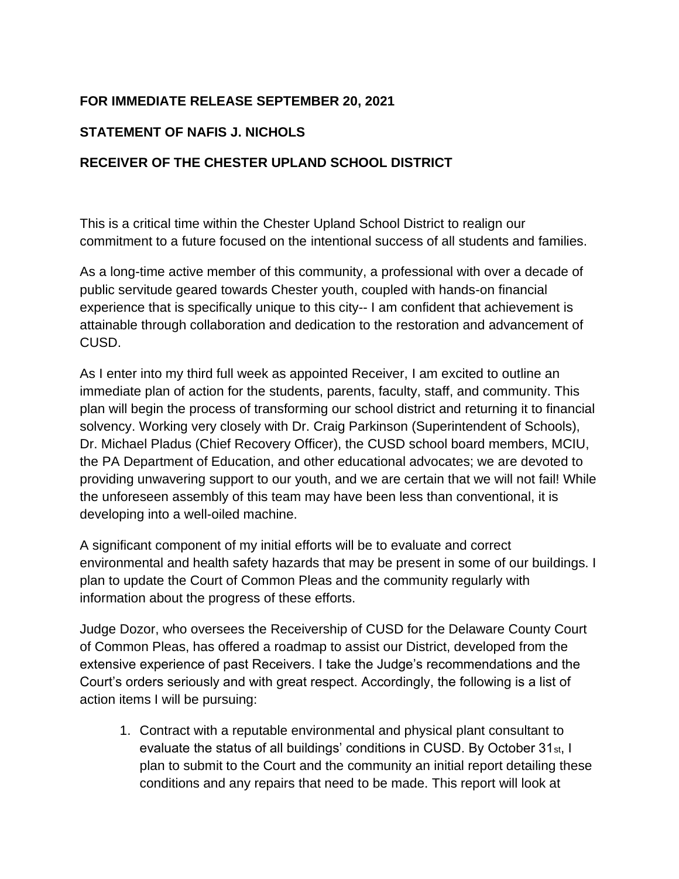**FOR IMMEDIATE RELEASE SEPTEMBER 20, 2021**

**STATEMENT OF NAFIS J. NICHOLS**

**RECEIVER OF THE CHESTER UPLAND SCHOOL DISTRICT**

This is a critical time within the Chester Upland School District to realign our commitment to a future focused on the intentional success of all students and families.

As a long-time active member of this community, a professional with over a decade of public servitude geared towards Chester youth, coupled with hands-on financial experience that is specifically unique to this city-- I am confident that achievement is attainable through collaboration and dedication to the restoration and advancement of CUSD.

As I enter into my third full week as appointed Receiver, I am excited to outline an immediate plan of action for the students, parents, faculty, staff, and community. This plan will begin the process of transforming our school district and returning it to financial solvency. Working very closely with Dr. Craig Parkinson (Superintendent of Schools), Dr. Michael Pladus (Chief Recovery Officer), the CUSD school board members, MCIU, the PA Department of Education, and other educational advocates; we are devoted to providing unwavering support to our youth, and we are certain that we will not fail! While the unforeseen assembly of this team may have been less than conventional, it is developing into a well-oiled machine.

A significant component of my initial efforts will be to evaluate and correct environmental and health safety hazards that may be present in some of our buildings. I plan to update the Court of Common Pleas and the community regularly with information about the progress of these efforts.

Judge Dozor, who oversees the Receivership of CUSD for the Delaware County Court of Common Pleas, has offered a roadmap to assist our District, developed from the extensive experience of past Receivers. I take the Judge's recommendations and the Court's orders seriously and with great respect. Accordingly, the following is a list of action items I will be pursuing:

1. Contract with a reputable environmental and physical plant consultant to evaluate the status of all buildings' conditions in CUSD. By October 31st, I plan to submit to the Court and the community an initial report detailing these conditions and any repairs that need to be made. This report will look at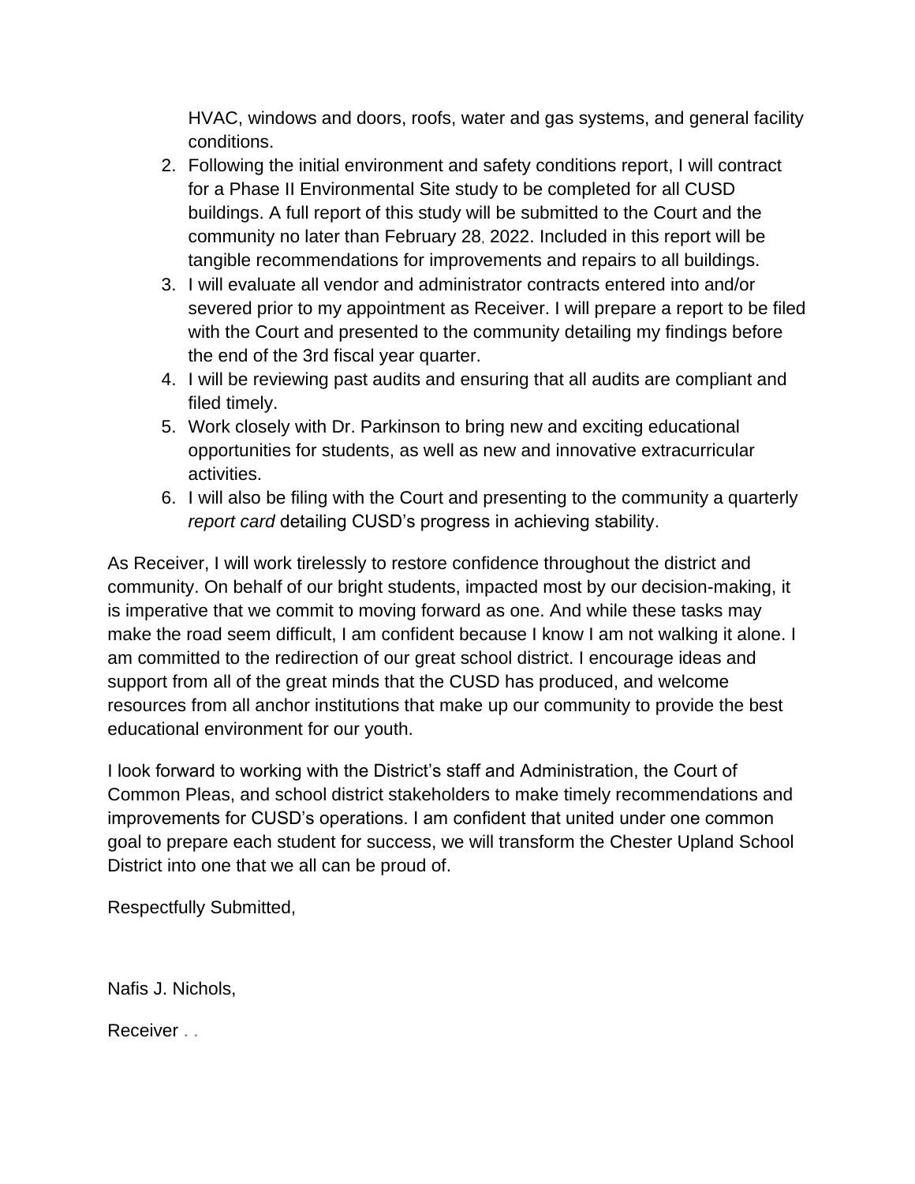HVAC, windows and doors, roofs, water and gas systems, and general facility conditions.

2. Following the initial environment and safety conditions report, I will contract for a Phase II Environmental Site study to be completed for all CUSD buildings. A full report of this study will be submitted to the Court and the community no later than February 28, 2022. Included in this report will be tangible recommendations for improvements and repairs to all buildings.
3. I will evaluate all vendor and administrator contracts entered into and/or severed prior to my appointment as Receiver. I will prepare a report to be filed with the Court and presented to the community detailing my findings before the end of the 3rd fiscal year quarter.
4. I will be reviewing past audits and ensuring that all audits are compliant and filed timely.
5. Work closely with Dr. Parkinson to bring new and exciting educational opportunities for students, as well as new and innovative extracurricular activities.
6. I will also be filing with the Court and presenting to the community a quarterly *report card* detailing CUSD's progress in achieving stability.

As Receiver, I will work tirelessly to restore confidence throughout the district and community. On behalf of our bright students, impacted most by our decision-making, it is imperative that we commit to moving forward as one. And while these tasks may make the road seem difficult, I am confident because I know I am not walking it alone. I am committed to the redirection of our great school district. I encourage ideas and support from all of the great minds that the CUSD has produced, and welcome resources from all anchor institutions that make up our community to provide the best educational environment for our youth.

I look forward to working with the District's staff and Administration, the Court of Common Pleas, and school district stakeholders to make timely recommendations and improvements for CUSD's operations. I am confident that united under one common goal to prepare each student for success, we will transform the Chester Upland School District into one that we all can be proud of.

Respectfully Submitted,

Nafis J. Nichols,

Receiver . .